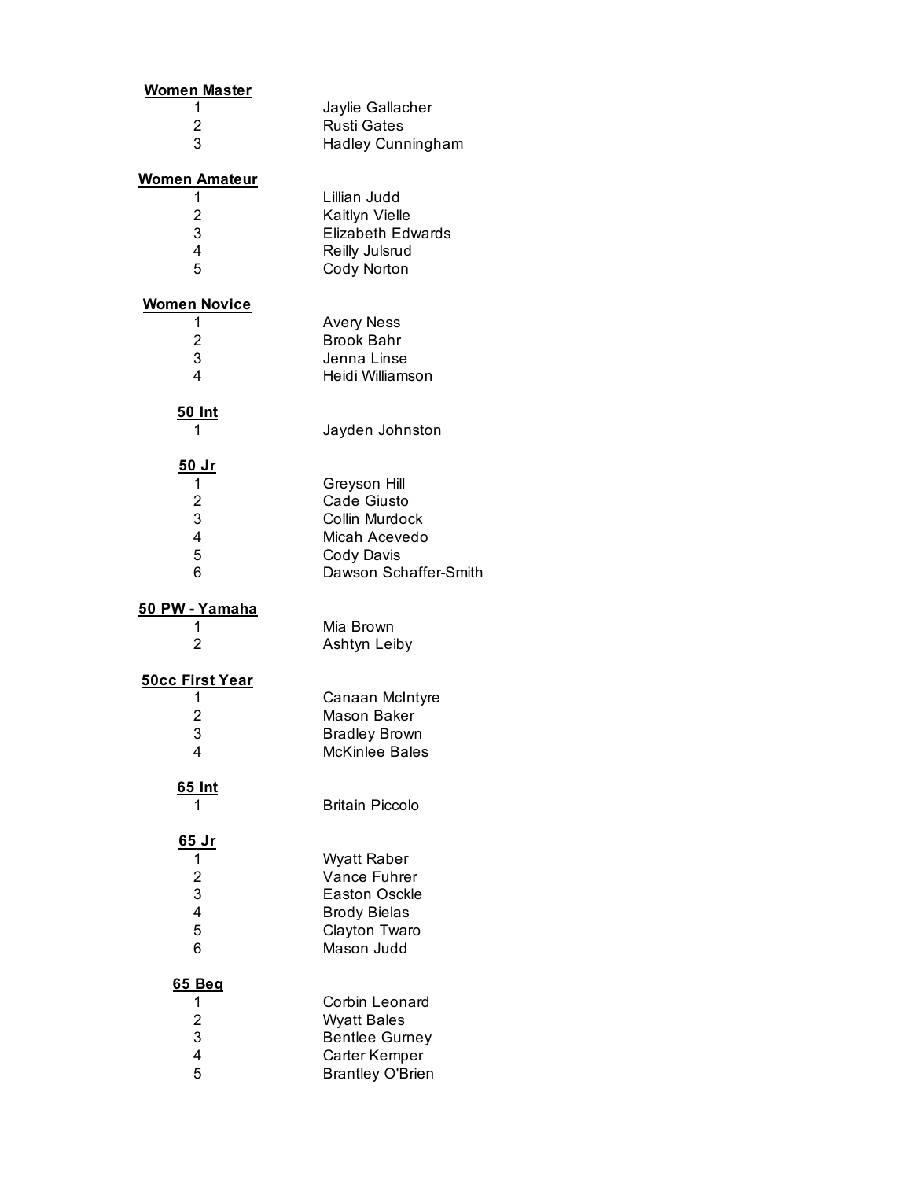**Women Master**

| | |
|---|---|
| 1 | Jaylie Gallacher |
| 2 | Rusti Gates |
| 3 | Hadley Cunningham |

**Women Amateur**

| | |
|---|---|
| 1 | Lillian Judd |
| 2 | Kaitlyn Vielle |
| 3 | Elizabeth Edwards |
| 4 | Reilly Julsrud |
| 5 | Cody Norton |

**Women Novice**

| | |
|---|---|
| 1 | Avery Ness |
| 2 | Brook Bahr |
| 3 | Jenna Linse |
| 4 | Heidi Williamson |

**50 Int**

| | |
|---|---|
| 1 | Jayden Johnston |

**50 Jr**

| | |
|---|---|
| 1 | Greyson Hill |
| 2 | Cade Giusto |
| 3 | Collin Murdock |
| 4 | Micah Acevedo |
| 5 | Cody Davis |
| 6 | Dawson Schaffer-Smith |

**50 PW - Yamaha**

| | |
|---|---|
| 1 | Mia Brown |
| 2 | Ashtyn Leiby |

**50cc First Year**

| | |
|---|---|
| 1 | Canaan McIntyre |
| 2 | Mason Baker |
| 3 | Bradley Brown |
| 4 | McKinlee Bales |

**65 Int**

| | |
|---|---|
| 1 | Britain Piccolo |

**65 Jr**

| | |
|---|---|
| 1 | Wyatt Raber |
| 2 | Vance Fuhrer |
| 3 | Easton Osckle |
| 4 | Brody Bielas |
| 5 | Clayton Twaro |
| 6 | Mason Judd |

**65 Beg**

| | |
|---|---|
| 1 | Corbin Leonard |
| 2 | Wyatt Bales |
| 3 | Bentlee Gurney |
| 4 | Carter Kemper |
| 5 | Brantley O'Brien |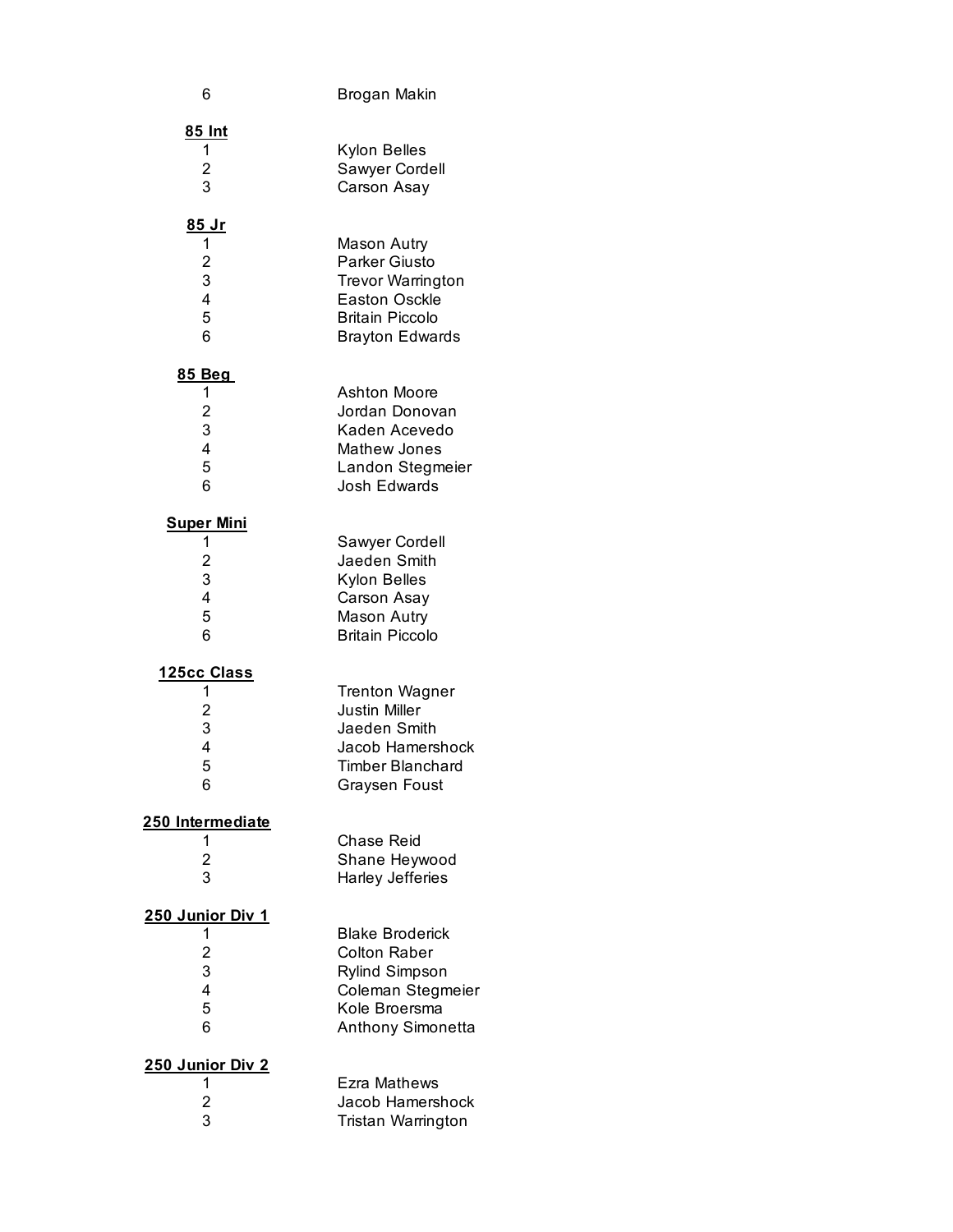| | |
|---|---|
| 6 | Brogan Makin |

**85 Int**

| | |
|---|---|
| 1 | Kylon Belles |
| 2 | Sawyer Cordell |
| 3 | Carson Asay |

**85 Jr**

| | |
|---|---|
| 1 | Mason Autry |
| 2 | Parker Giusto |
| 3 | Trevor Warrington |
| 4 | Easton Osckle |
| 5 | Britain Piccolo |
| 6 | Brayton Edwards |

**85 Beg**

| | |
|---|---|
| 1 | Ashton Moore |
| 2 | Jordan Donovan |
| 3 | Kaden Acevedo |
| 4 | Mathew Jones |
| 5 | Landon Stegmeier |
| 6 | Josh Edwards |

**Super Mini**

| | |
|---|---|
| 1 | Sawyer Cordell |
| 2 | Jaeden Smith |
| 3 | Kylon Belles |
| 4 | Carson Asay |
| 5 | Mason Autry |
| 6 | Britain Piccolo |

**125cc Class**

| | |
|---|---|
| 1 | Trenton Wagner |
| 2 | Justin Miller |
| 3 | Jaeden Smith |
| 4 | Jacob Hamershock |
| 5 | Timber Blanchard |
| 6 | Graysen Foust |

**250 Intermediate**

| | |
|---|---|
| 1 | Chase Reid |
| 2 | Shane Heywood |
| 3 | Harley Jefferies |

**250 Junior Div 1**

| | |
|---|---|
| 1 | Blake Broderick |
| 2 | Colton Raber |
| 3 | Rylind Simpson |
| 4 | Coleman Stegmeier |
| 5 | Kole Broersma |
| 6 | Anthony Simonetta |

**250 Junior Div 2**

| | |
|---|---|
| 1 | Ezra Mathews |
| 2 | Jacob Hamershock |
| 3 | Tristan Warrington |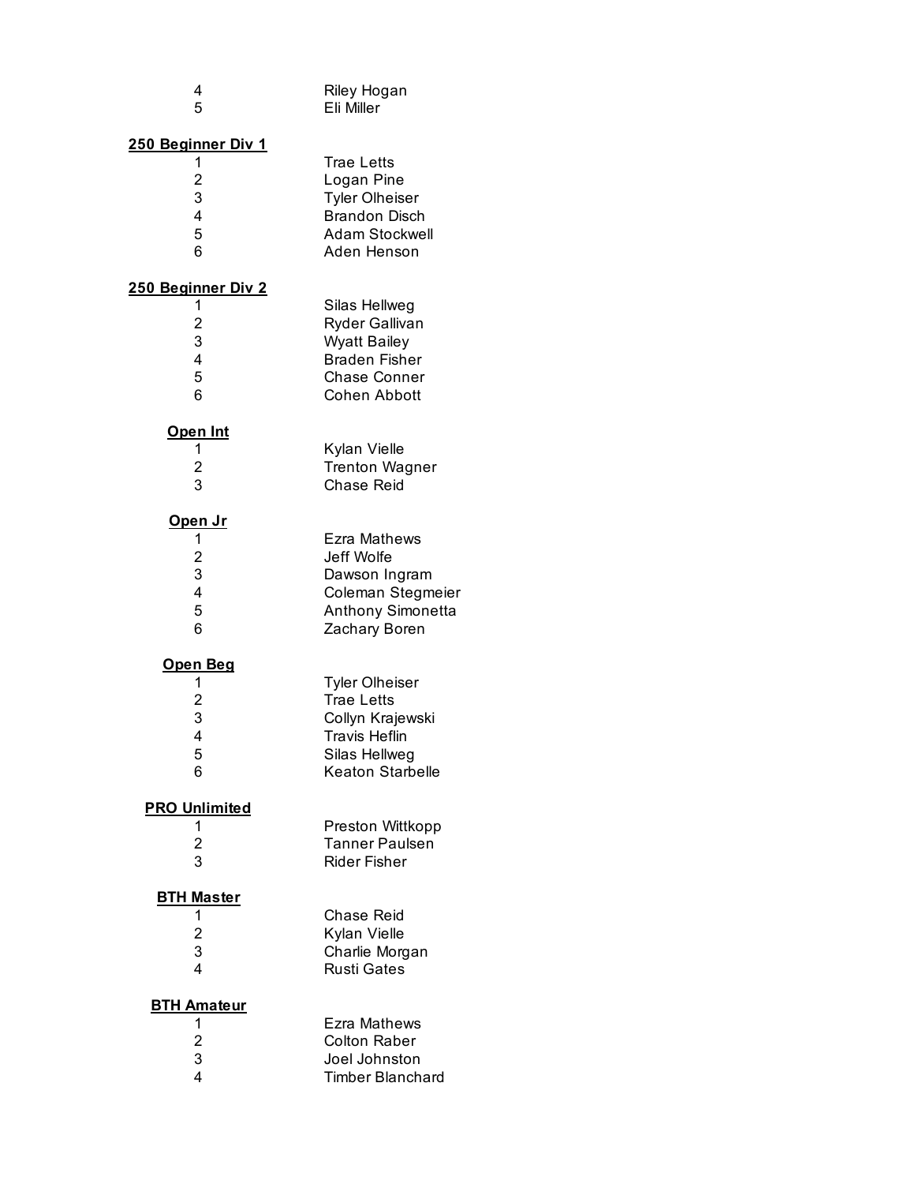| | |
|---|---|
| 4 | Riley Hogan |
| 5 | Eli Miller |

**250 Beginner Div 1**

| | |
|---|---|
| 1 | Trae Letts |
| 2 | Logan Pine |
| 3 | Tyler Olheiser |
| 4 | Brandon Disch |
| 5 | Adam Stockwell |
| 6 | Aden Henson |

**250 Beginner Div 2**

| | |
|---|---|
| 1 | Silas Hellweg |
| 2 | Ryder Gallivan |
| 3 | Wyatt Bailey |
| 4 | Braden Fisher |
| 5 | Chase Conner |
| 6 | Cohen Abbott |

**Open Int**

| | |
|---|---|
| 1 | Kylan Vielle |
| 2 | Trenton Wagner |
| 3 | Chase Reid |

**Open Jr**

| | |
|---|---|
| 1 | Ezra Mathews |
| 2 | Jeff Wolfe |
| 3 | Dawson Ingram |
| 4 | Coleman Stegmeier |
| 5 | Anthony Simonetta |
| 6 | Zachary Boren |

**Open Beg**

| | |
|---|---|
| 1 | Tyler Olheiser |
| 2 | Trae Letts |
| 3 | Collyn Krajewski |
| 4 | Travis Heflin |
| 5 | Silas Hellweg |
| 6 | Keaton Starbelle |

**PRO Unlimited**

| | |
|---|---|
| 1 | Preston Wittkopp |
| 2 | Tanner Paulsen |
| 3 | Rider Fisher |

**BTH Master**

| | |
|---|---|
| 1 | Chase Reid |
| 2 | Kylan Vielle |
| 3 | Charlie Morgan |
| 4 | Rusti Gates |

**BTH Amateur**

| | |
|---|---|
| 1 | Ezra Mathews |
| 2 | Colton Raber |
| 3 | Joel Johnston |
| 4 | Timber Blanchard |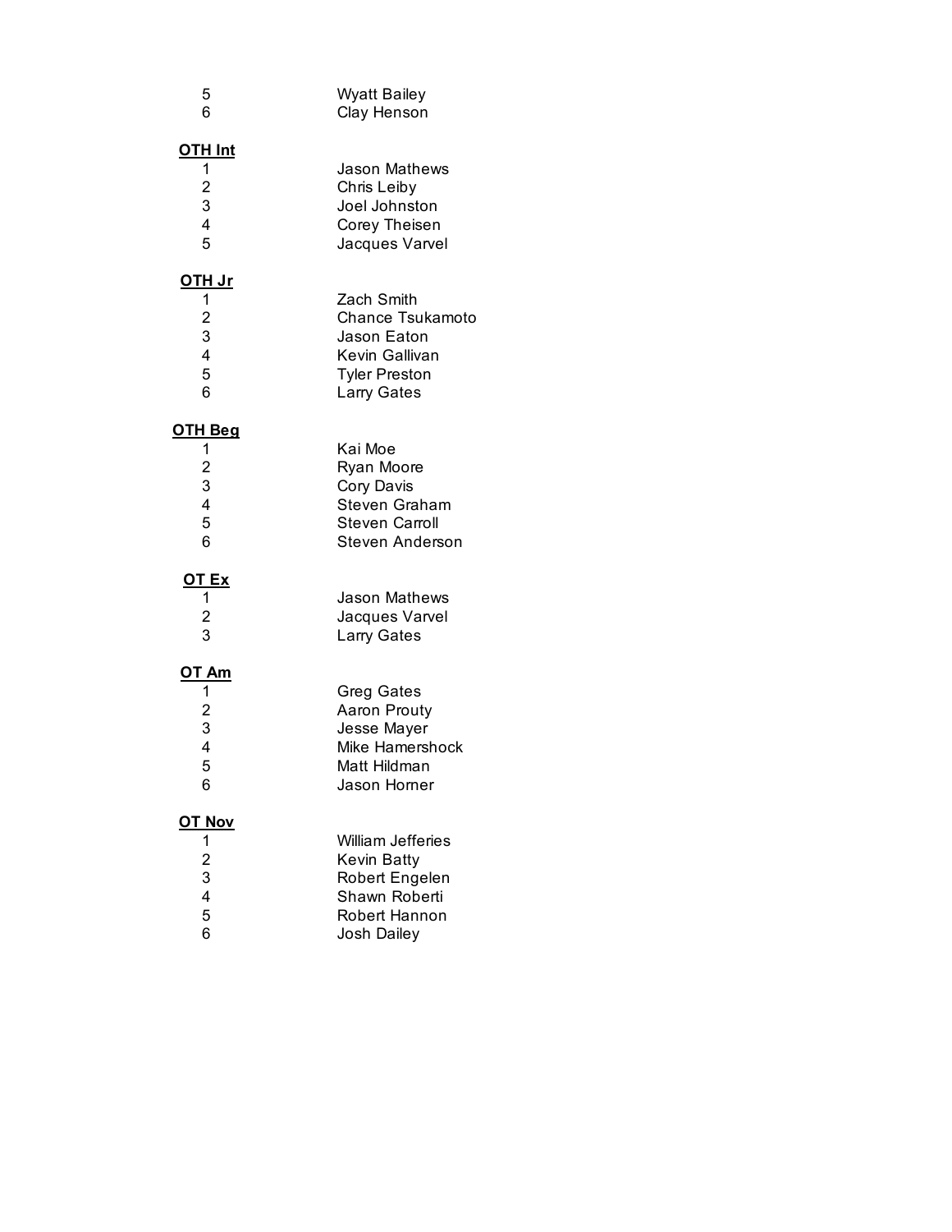| | |
|---|---|
| 5 | Wyatt Bailey |
| 6 | Clay Henson |

**OTH Int**

| | |
|---|---|
| 1 | Jason Mathews |
| 2 | Chris Leiby |
| 3 | Joel Johnston |
| 4 | Corey Theisen |
| 5 | Jacques Varvel |

**OTH Jr**

| | |
|---|---|
| 1 | Zach Smith |
| 2 | Chance Tsukamoto |
| 3 | Jason Eaton |
| 4 | Kevin Gallivan |
| 5 | Tyler Preston |
| 6 | Larry Gates |

**OTH Beg**

| | |
|---|---|
| 1 | Kai Moe |
| 2 | Ryan Moore |
| 3 | Cory Davis |
| 4 | Steven Graham |
| 5 | Steven Carroll |
| 6 | Steven Anderson |

**OT Ex**

| | |
|---|---|
| 1 | Jason Mathews |
| 2 | Jacques Varvel |
| 3 | Larry Gates |

**OT Am**

| | |
|---|---|
| 1 | Greg Gates |
| 2 | Aaron Prouty |
| 3 | Jesse Mayer |
| 4 | Mike Hamershock |
| 5 | Matt Hildman |
| 6 | Jason Horner |

**OT Nov**

| | |
|---|---|
| 1 | William Jefferies |
| 2 | Kevin Batty |
| 3 | Robert Engelen |
| 4 | Shawn Roberti |
| 5 | Robert Hannon |
| 6 | Josh Dailey |